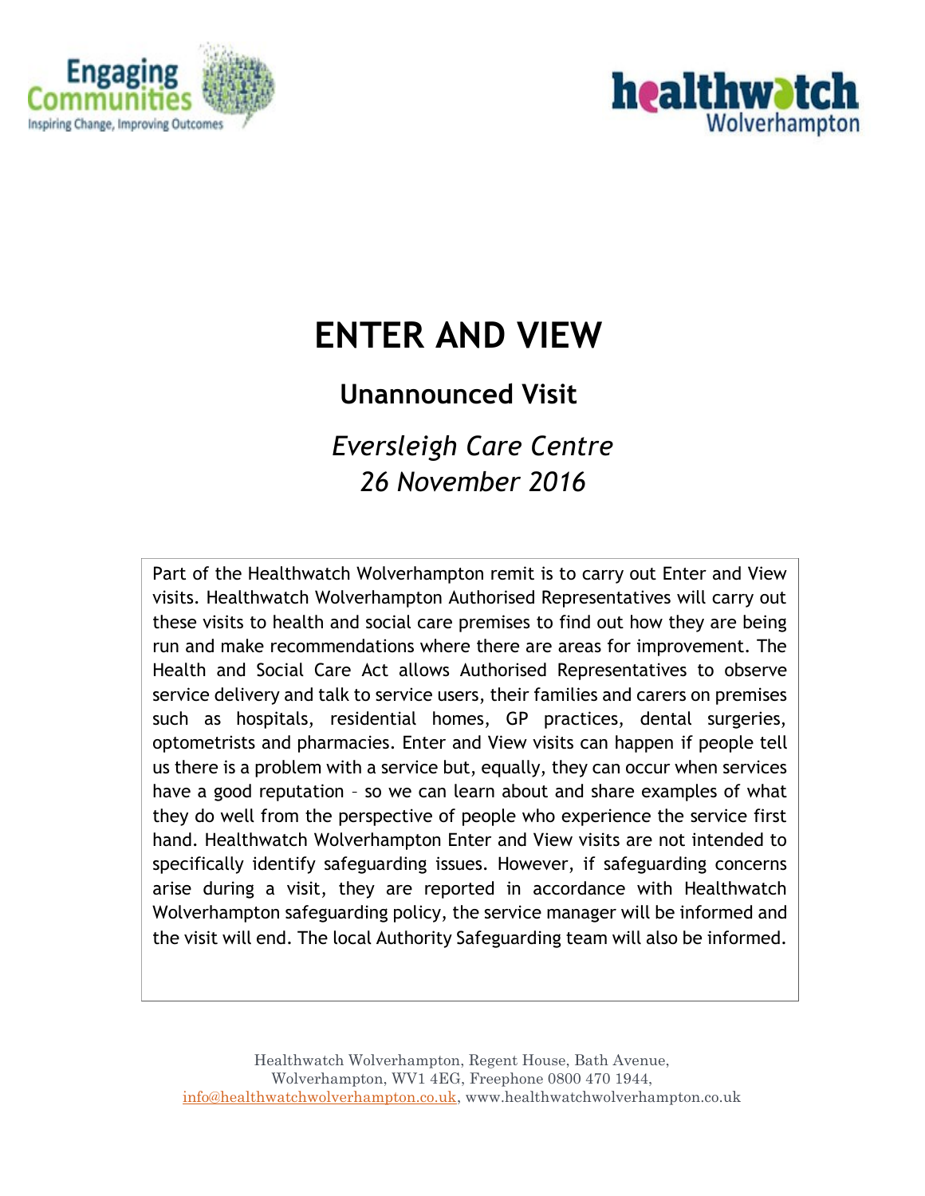# ENTER AND VIEW

## Unannounced Visit

*Eversleigh Care Centre*
*26 November 2016*

Part of the Healthwatch Wolverhampton remit is to carry out Enter and View visits. Healthwatch Wolverhampton Authorised Representatives will carry out these visits to health and social care premises to find out how they are being run and make recommendations where there are areas for improvement. The Health and Social Care Act allows Authorised Representatives to observe service delivery and talk to service users, their families and carers on premises such as hospitals, residential homes, GP practices, dental surgeries, optometrists and pharmacies. Enter and View visits can happen if people tell us there is a problem with a service but, equally, they can occur when services have a good reputation – so we can learn about and share examples of what they do well from the perspective of people who experience the service first hand. Healthwatch Wolverhampton Enter and View visits are not intended to specifically identify safeguarding issues. However, if safeguarding concerns arise during a visit, they are reported in accordance with Healthwatch Wolverhampton safeguarding policy, the service manager will be informed and the visit will end. The local Authority Safeguarding team will also be informed.

Healthwatch Wolverhampton, Regent House, Bath Avenue, Wolverhampton, WV1 4EG, Freephone 0800 470 1944, info@healthwatchwolverhampton.co.uk, www.healthwatchwolverhampton.co.uk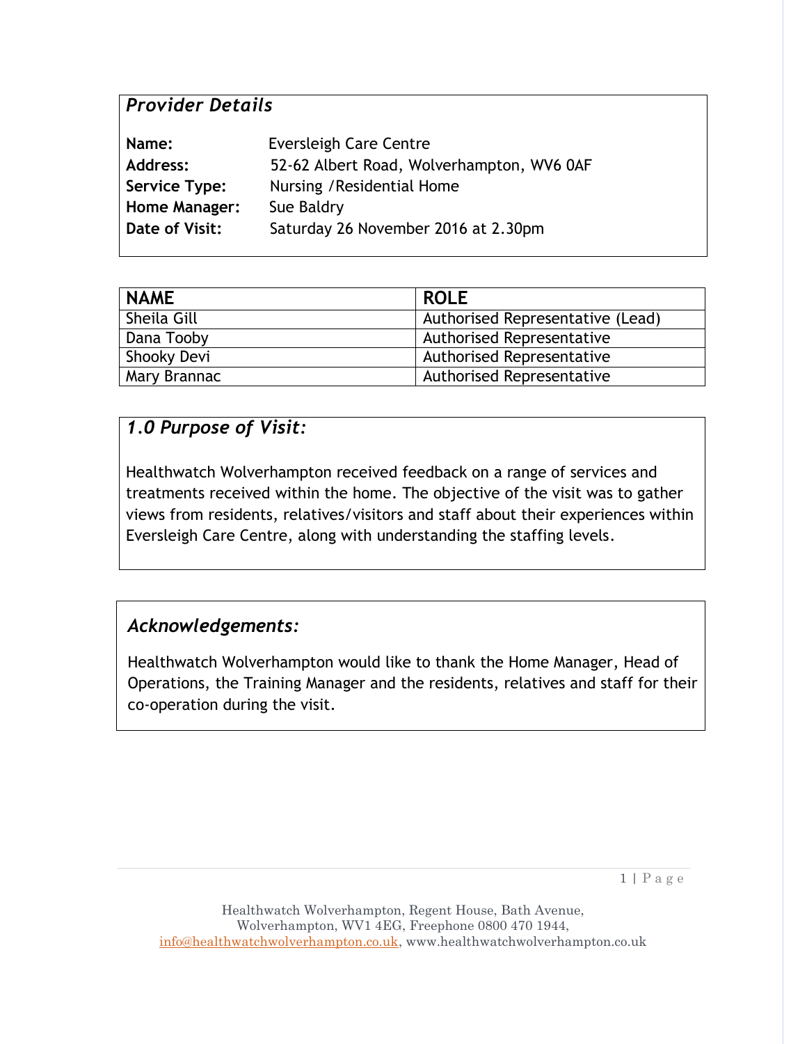## *Provider Details*

**Name:** Eversleigh Care Centre
**Address:** 52-62 Albert Road, Wolverhampton, WV6 0AF
**Service Type:** Nursing /Residential Home
**Home Manager:** Sue Baldry
**Date of Visit:** Saturday 26 November 2016 at 2.30pm

| NAME | ROLE |
|---|---|
| Sheila Gill | Authorised Representative (Lead) |
| Dana Tooby | Authorised Representative |
| Shooky Devi | Authorised Representative |
| Mary Brannac | Authorised Representative |

## *1.0 Purpose of Visit:*

Healthwatch Wolverhampton received feedback on a range of services and treatments received within the home. The objective of the visit was to gather views from residents, relatives/visitors and staff about their experiences within Eversleigh Care Centre, along with understanding the staffing levels.

## *Acknowledgements:*

Healthwatch Wolverhampton would like to thank the Home Manager, Head of Operations, the Training Manager and the residents, relatives and staff for their co-operation during the visit.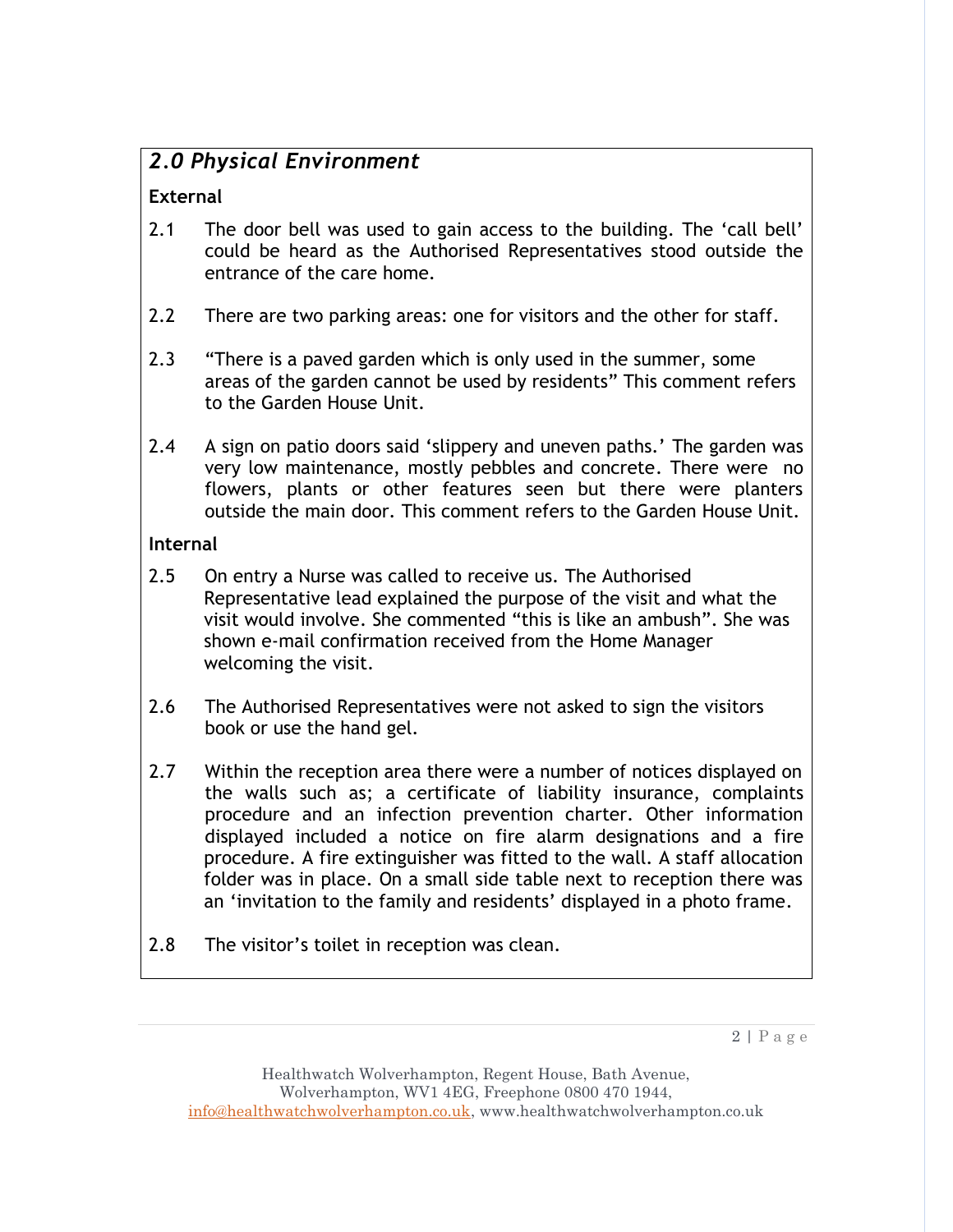## *2.0 Physical Environment*

**External**

2.1 The door bell was used to gain access to the building. The 'call bell' could be heard as the Authorised Representatives stood outside the entrance of the care home.

2.2 There are two parking areas: one for visitors and the other for staff.

2.3 "There is a paved garden which is only used in the summer, some areas of the garden cannot be used by residents" This comment refers to the Garden House Unit.

2.4 A sign on patio doors said 'slippery and uneven paths.' The garden was very low maintenance, mostly pebbles and concrete. There were no flowers, plants or other features seen but there were planters outside the main door. This comment refers to the Garden House Unit.

**Internal**

2.5 On entry a Nurse was called to receive us. The Authorised Representative lead explained the purpose of the visit and what the visit would involve. She commented "this is like an ambush". She was shown e-mail confirmation received from the Home Manager welcoming the visit.

2.6 The Authorised Representatives were not asked to sign the visitors book or use the hand gel.

2.7 Within the reception area there were a number of notices displayed on the walls such as; a certificate of liability insurance, complaints procedure and an infection prevention charter. Other information displayed included a notice on fire alarm designations and a fire procedure. A fire extinguisher was fitted to the wall. A staff allocation folder was in place. On a small side table next to reception there was an 'invitation to the family and residents' displayed in a photo frame.

2.8 The visitor's toilet in reception was clean.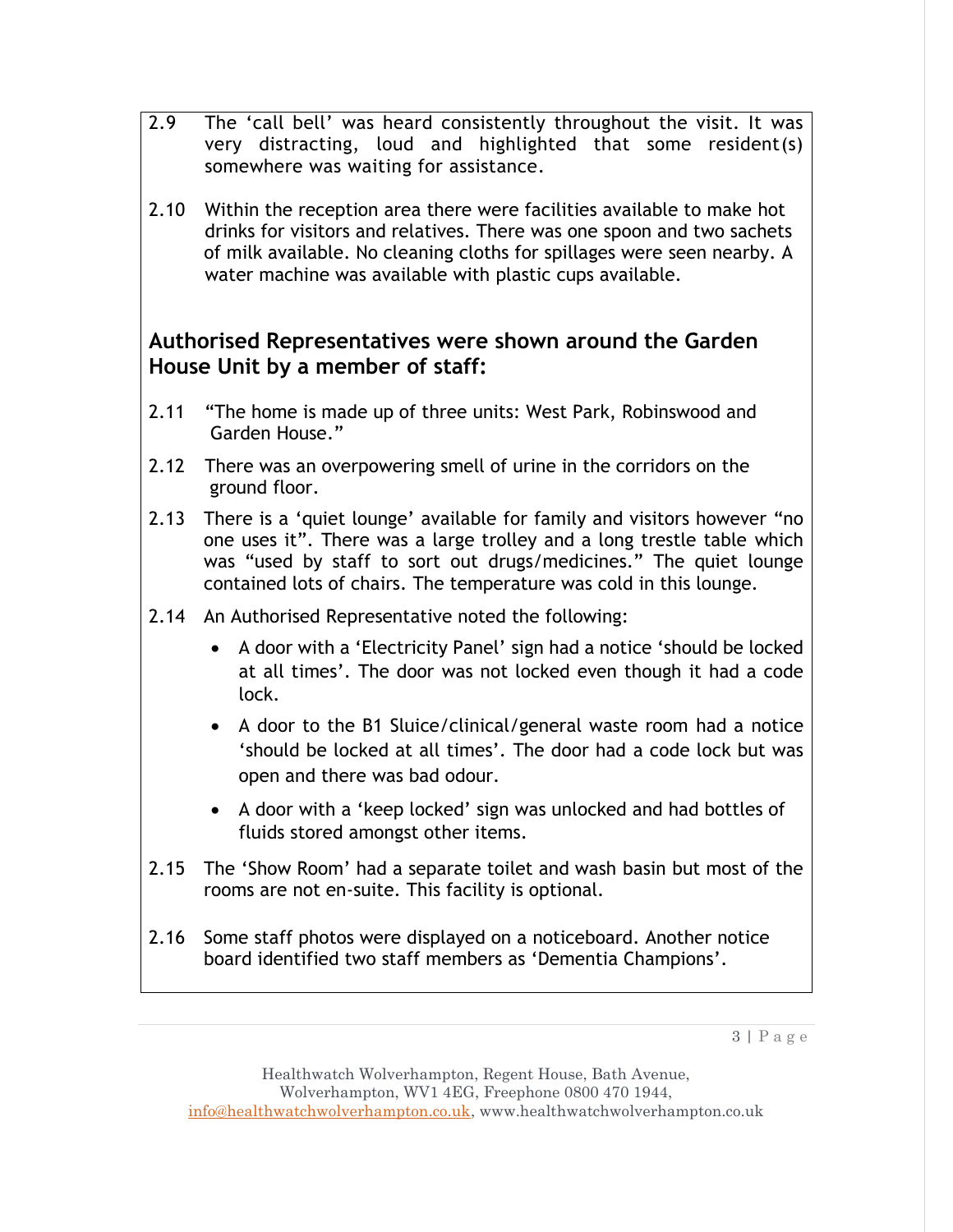2.9 The 'call bell' was heard consistently throughout the visit. It was very distracting, loud and highlighted that some resident(s) somewhere was waiting for assistance.

2.10 Within the reception area there were facilities available to make hot drinks for visitors and relatives. There was one spoon and two sachets of milk available. No cleaning cloths for spillages were seen nearby. A water machine was available with plastic cups available.

**Authorised Representatives were shown around the Garden House Unit by a member of staff:**

2.11 "The home is made up of three units: West Park, Robinswood and Garden House."

2.12 There was an overpowering smell of urine in the corridors on the ground floor.

2.13 There is a 'quiet lounge' available for family and visitors however "no one uses it". There was a large trolley and a long trestle table which was "used by staff to sort out drugs/medicines." The quiet lounge contained lots of chairs. The temperature was cold in this lounge.

2.14 An Authorised Representative noted the following:

- A door with a 'Electricity Panel' sign had a notice 'should be locked at all times'. The door was not locked even though it had a code lock.
- A door to the B1 Sluice/clinical/general waste room had a notice 'should be locked at all times'. The door had a code lock but was open and there was bad odour.
- A door with a 'keep locked' sign was unlocked and had bottles of fluids stored amongst other items.

2.15 The 'Show Room' had a separate toilet and wash basin but most of the rooms are not en-suite. This facility is optional.

2.16 Some staff photos were displayed on a noticeboard. Another notice board identified two staff members as 'Dementia Champions'.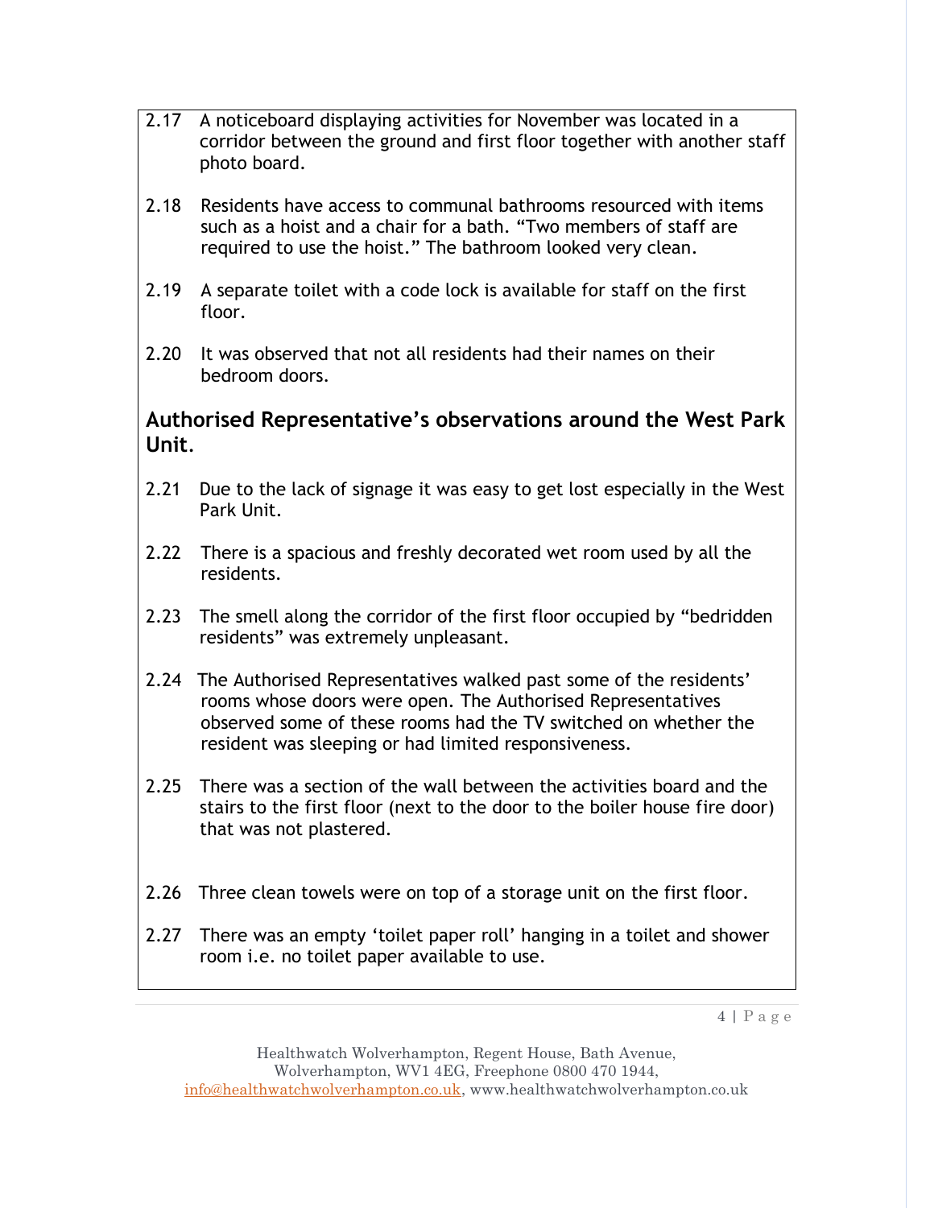2.17 A noticeboard displaying activities for November was located in a corridor between the ground and first floor together with another staff photo board.

2.18 Residents have access to communal bathrooms resourced with items such as a hoist and a chair for a bath. “Two members of staff are required to use the hoist.” The bathroom looked very clean.

2.19 A separate toilet with a code lock is available for staff on the first floor.

2.20 It was observed that not all residents had their names on their bedroom doors.

## Authorised Representative’s observations around the West Park Unit.

2.21 Due to the lack of signage it was easy to get lost especially in the West Park Unit.

2.22 There is a spacious and freshly decorated wet room used by all the residents.

2.23 The smell along the corridor of the first floor occupied by “bedridden residents” was extremely unpleasant.

2.24 The Authorised Representatives walked past some of the residents’ rooms whose doors were open. The Authorised Representatives observed some of these rooms had the TV switched on whether the resident was sleeping or had limited responsiveness.

2.25 There was a section of the wall between the activities board and the stairs to the first floor (next to the door to the boiler house fire door) that was not plastered.

2.26 Three clean towels were on top of a storage unit on the first floor.

2.27 There was an empty ‘toilet paper roll’ hanging in a toilet and shower room i.e. no toilet paper available to use.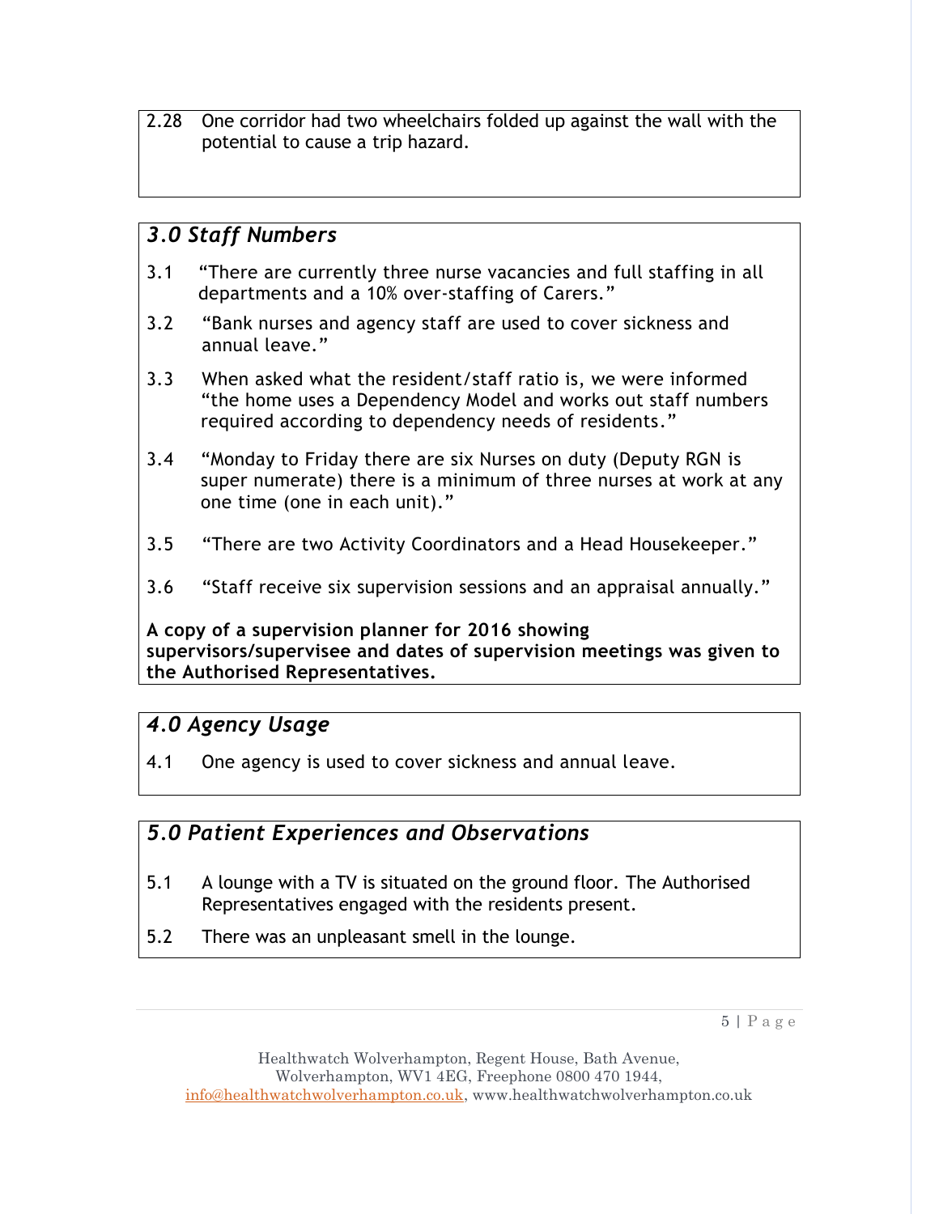2.28 One corridor had two wheelchairs folded up against the wall with the potential to cause a trip hazard.

## *3.0 Staff Numbers*

3.1 "There are currently three nurse vacancies and full staffing in all departments and a 10% over-staffing of Carers."

3.2 "Bank nurses and agency staff are used to cover sickness and annual leave."

3.3 When asked what the resident/staff ratio is, we were informed "the home uses a Dependency Model and works out staff numbers required according to dependency needs of residents."

3.4 "Monday to Friday there are six Nurses on duty (Deputy RGN is super numerate) there is a minimum of three nurses at work at any one time (one in each unit)."

3.5 "There are two Activity Coordinators and a Head Housekeeper."

3.6 "Staff receive six supervision sessions and an appraisal annually."

**A copy of a supervision planner for 2016 showing supervisors/supervisee and dates of supervision meetings was given to the Authorised Representatives.**

## *4.0 Agency Usage*

4.1 One agency is used to cover sickness and annual leave.

## *5.0 Patient Experiences and Observations*

5.1 A lounge with a TV is situated on the ground floor. The Authorised Representatives engaged with the residents present.

5.2 There was an unpleasant smell in the lounge.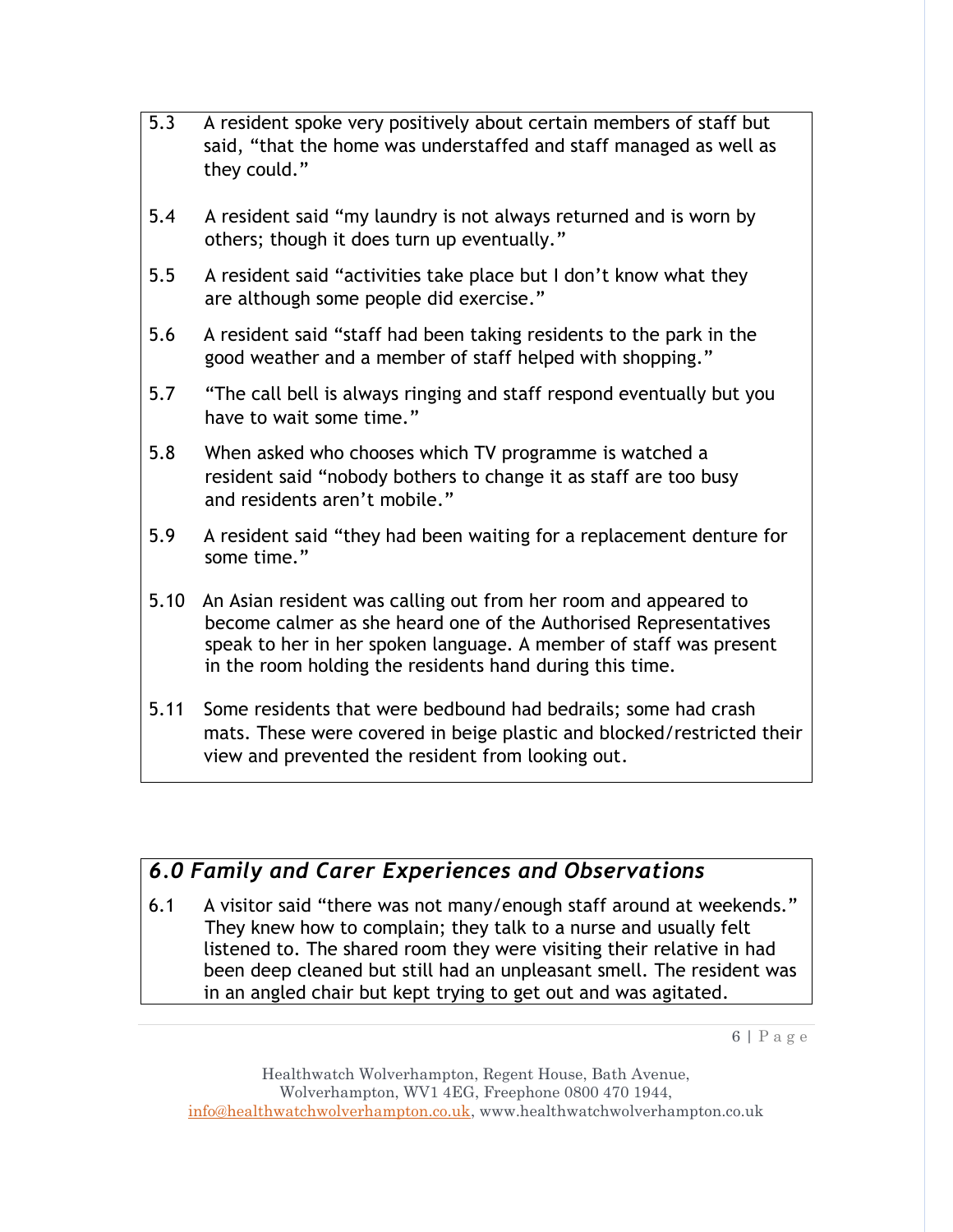5.3 A resident spoke very positively about certain members of staff but said, "that the home was understaffed and staff managed as well as they could."

5.4 A resident said "my laundry is not always returned and is worn by others; though it does turn up eventually."

5.5 A resident said "activities take place but I don't know what they are although some people did exercise."

5.6 A resident said "staff had been taking residents to the park in the good weather and a member of staff helped with shopping."

5.7 "The call bell is always ringing and staff respond eventually but you have to wait some time."

5.8 When asked who chooses which TV programme is watched a resident said "nobody bothers to change it as staff are too busy and residents aren't mobile."

5.9 A resident said "they had been waiting for a replacement denture for some time."

5.10 An Asian resident was calling out from her room and appeared to become calmer as she heard one of the Authorised Representatives speak to her in her spoken language. A member of staff was present in the room holding the residents hand during this time.

5.11 Some residents that were bedbound had bedrails; some had crash mats. These were covered in beige plastic and blocked/restricted their view and prevented the resident from looking out.

## *6.0 Family and Carer Experiences and Observations*

6.1 A visitor said "there was not many/enough staff around at weekends." They knew how to complain; they talk to a nurse and usually felt listened to. The shared room they were visiting their relative in had been deep cleaned but still had an unpleasant smell. The resident was in an angled chair but kept trying to get out and was agitated.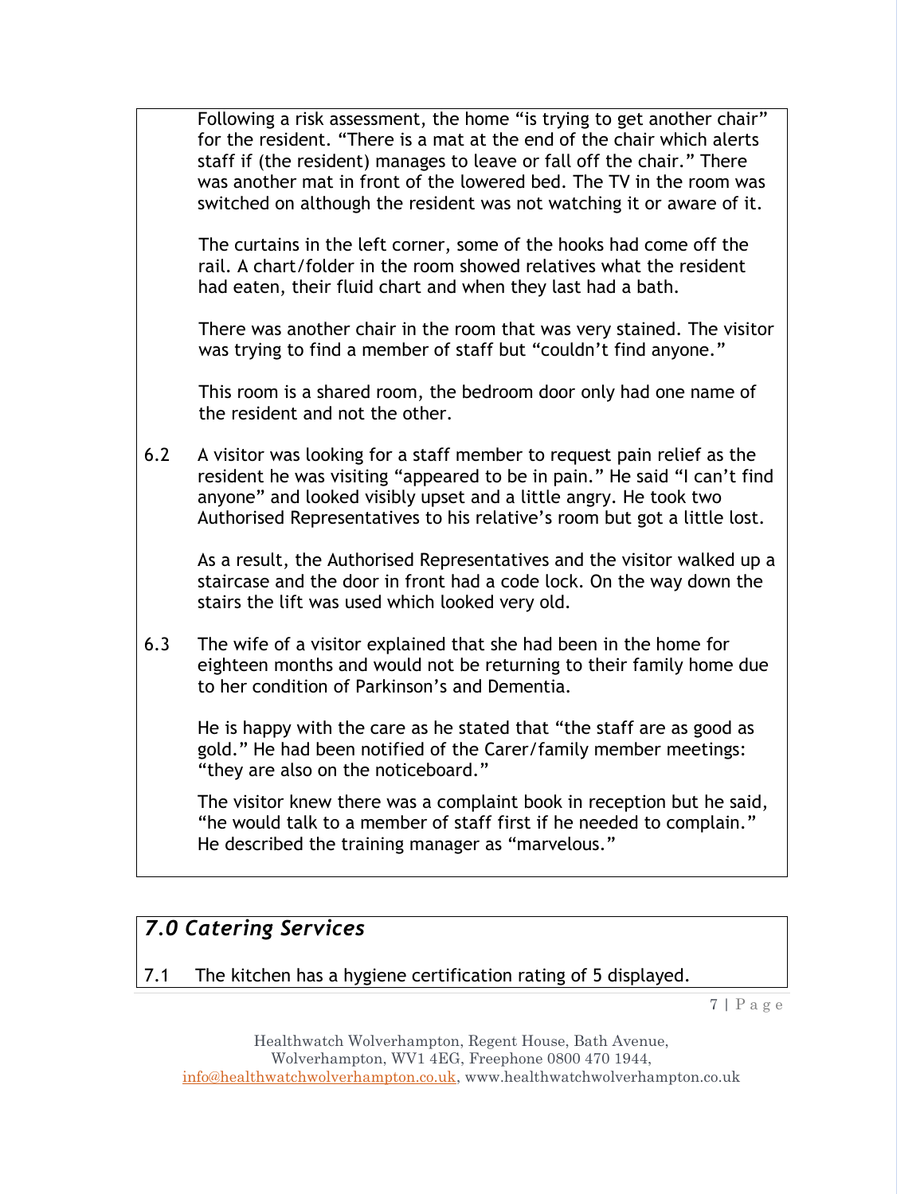Following a risk assessment, the home "is trying to get another chair" for the resident. "There is a mat at the end of the chair which alerts staff if (the resident) manages to leave or fall off the chair." There was another mat in front of the lowered bed. The TV in the room was switched on although the resident was not watching it or aware of it.

The curtains in the left corner, some of the hooks had come off the rail. A chart/folder in the room showed relatives what the resident had eaten, their fluid chart and when they last had a bath.

There was another chair in the room that was very stained. The visitor was trying to find a member of staff but "couldn't find anyone."

This room is a shared room, the bedroom door only had one name of the resident and not the other.

6.2 A visitor was looking for a staff member to request pain relief as the resident he was visiting "appeared to be in pain." He said "I can't find anyone" and looked visibly upset and a little angry. He took two Authorised Representatives to his relative's room but got a little lost.

As a result, the Authorised Representatives and the visitor walked up a staircase and the door in front had a code lock. On the way down the stairs the lift was used which looked very old.

6.3 The wife of a visitor explained that she had been in the home for eighteen months and would not be returning to their family home due to her condition of Parkinson's and Dementia.

He is happy with the care as he stated that "the staff are as good as gold." He had been notified of the Carer/family member meetings: "they are also on the noticeboard."

The visitor knew there was a complaint book in reception but he said, "he would talk to a member of staff first if he needed to complain." He described the training manager as "marvelous."

## *7.0 Catering Services*

7.1 The kitchen has a hygiene certification rating of 5 displayed.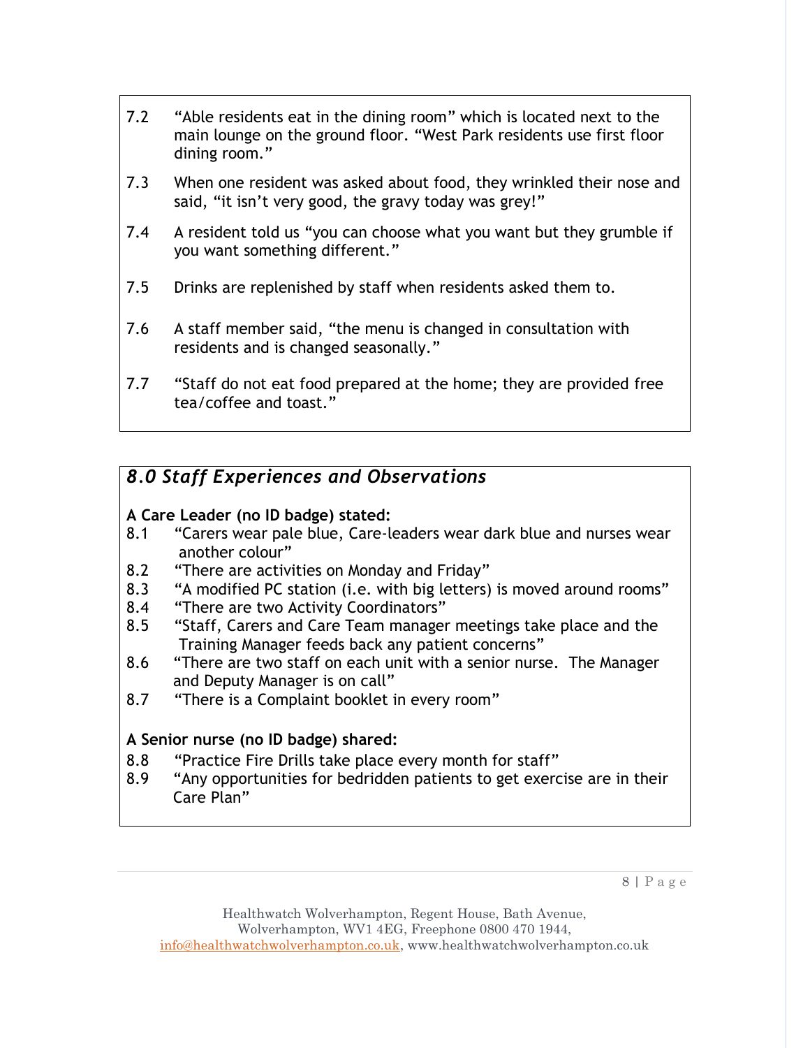7.2 “Able residents eat in the dining room” which is located next to the main lounge on the ground floor. “West Park residents use first floor dining room.”

7.3 When one resident was asked about food, they wrinkled their nose and said, “it isn’t very good, the gravy today was grey!”

7.4 A resident told us “you can choose what you want but they grumble if you want something different.”

7.5 Drinks are replenished by staff when residents asked them to.

7.6 A staff member said, “the menu is changed in consultation with residents and is changed seasonally.”

7.7 “Staff do not eat food prepared at the home; they are provided free tea/coffee and toast.”

## *8.0 Staff Experiences and Observations*

**A Care Leader (no ID badge) stated:**

8.1 “Carers wear pale blue, Care-leaders wear dark blue and nurses wear another colour”

8.2 “There are activities on Monday and Friday”

8.3 “A modified PC station (i.e. with big letters) is moved around rooms”

8.4 “There are two Activity Coordinators”

8.5 “Staff, Carers and Care Team manager meetings take place and the Training Manager feeds back any patient concerns”

8.6 “There are two staff on each unit with a senior nurse. The Manager and Deputy Manager is on call”

8.7 “There is a Complaint booklet in every room”

**A Senior nurse (no ID badge) shared:**

8.8 “Practice Fire Drills take place every month for staff”

8.9 “Any opportunities for bedridden patients to get exercise are in their Care Plan”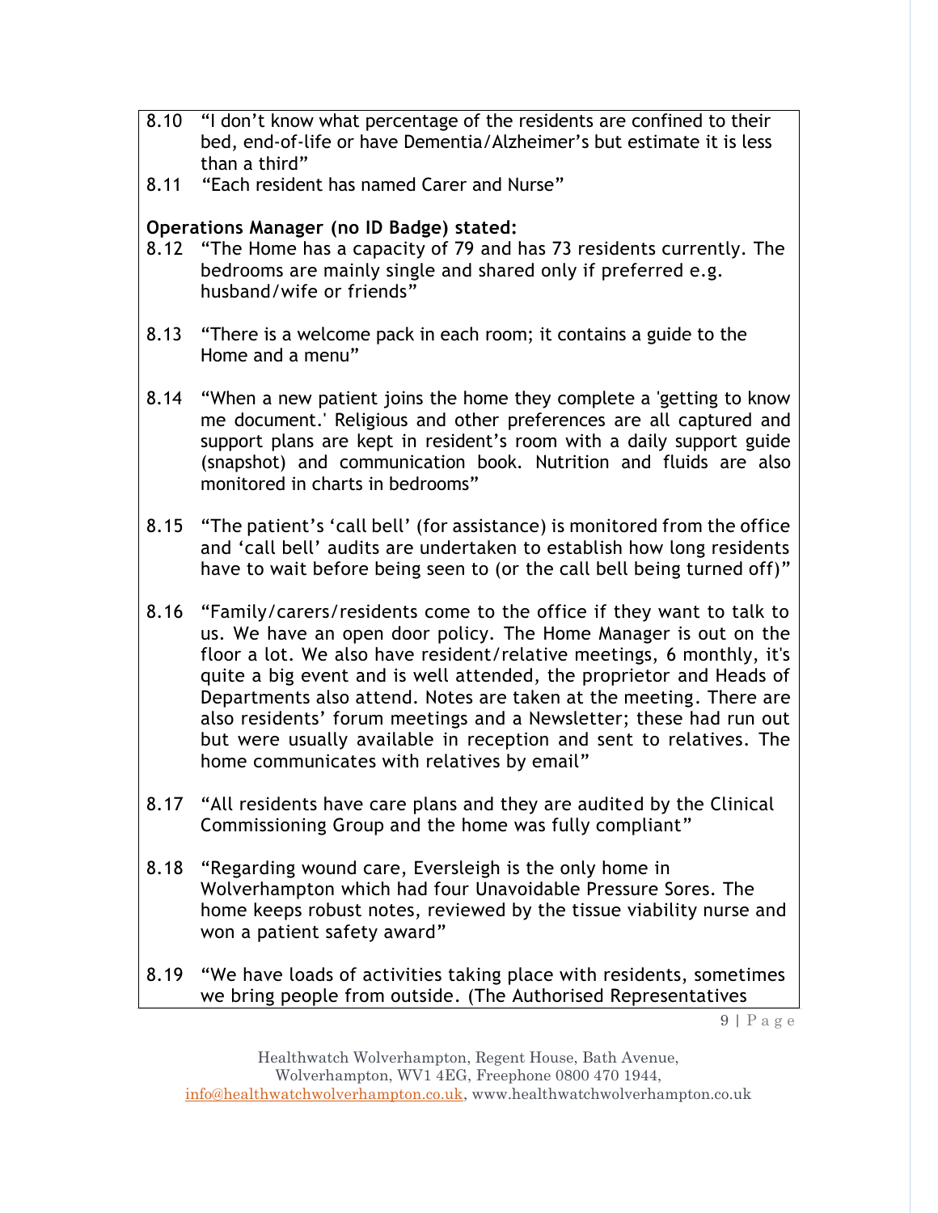8.10 "I don't know what percentage of the residents are confined to their bed, end-of-life or have Dementia/Alzheimer's but estimate it is less than a third"

8.11 "Each resident has named Carer and Nurse"

**Operations Manager (no ID Badge) stated:**

8.12 "The Home has a capacity of 79 and has 73 residents currently. The bedrooms are mainly single and shared only if preferred e.g. husband/wife or friends"

8.13 "There is a welcome pack in each room; it contains a guide to the Home and a menu"

8.14 "When a new patient joins the home they complete a 'getting to know me document.' Religious and other preferences are all captured and support plans are kept in resident's room with a daily support guide (snapshot) and communication book. Nutrition and fluids are also monitored in charts in bedrooms"

8.15 "The patient's 'call bell' (for assistance) is monitored from the office and 'call bell' audits are undertaken to establish how long residents have to wait before being seen to (or the call bell being turned off)"

8.16 "Family/carers/residents come to the office if they want to talk to us. We have an open door policy. The Home Manager is out on the floor a lot. We also have resident/relative meetings, 6 monthly, it's quite a big event and is well attended, the proprietor and Heads of Departments also attend. Notes are taken at the meeting. There are also residents' forum meetings and a Newsletter; these had run out but were usually available in reception and sent to relatives. The home communicates with relatives by email"

8.17 "All residents have care plans and they are audited by the Clinical Commissioning Group and the home was fully compliant"

8.18 "Regarding wound care, Eversleigh is the only home in Wolverhampton which had four Unavoidable Pressure Sores. The home keeps robust notes, reviewed by the tissue viability nurse and won a patient safety award"

8.19 "We have loads of activities taking place with residents, sometimes we bring people from outside. (The Authorised Representatives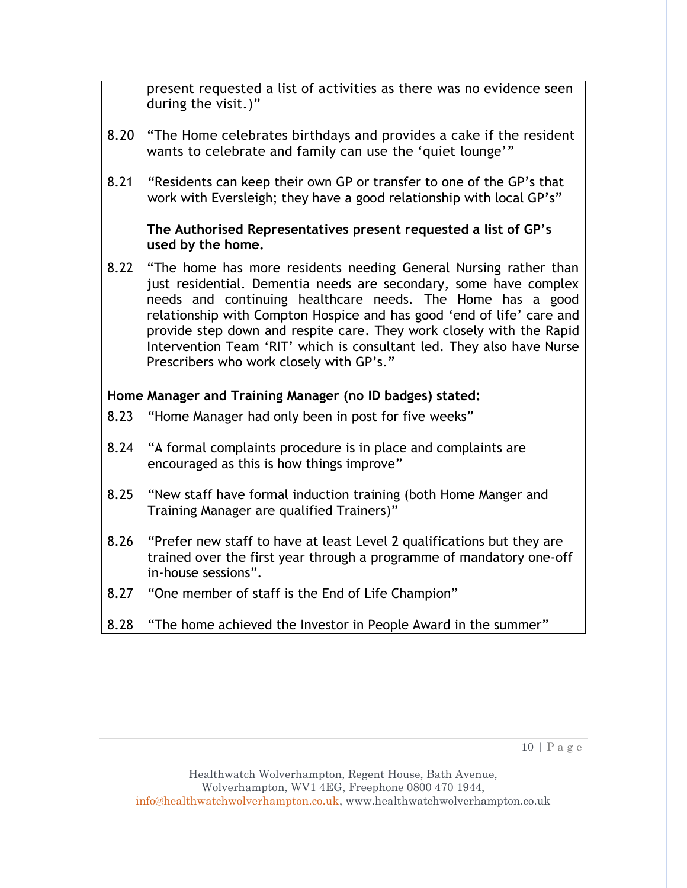present requested a list of activities as there was no evidence seen during the visit.)"

8.20 "The Home celebrates birthdays and provides a cake if the resident wants to celebrate and family can use the 'quiet lounge'"

8.21 "Residents can keep their own GP or transfer to one of the GP's that work with Eversleigh; they have a good relationship with local GP's"

**The Authorised Representatives present requested a list of GP's used by the home.**

8.22 "The home has more residents needing General Nursing rather than just residential. Dementia needs are secondary, some have complex needs and continuing healthcare needs. The Home has a good relationship with Compton Hospice and has good 'end of life' care and provide step down and respite care. They work closely with the Rapid Intervention Team 'RIT' which is consultant led. They also have Nurse Prescribers who work closely with GP's."

**Home Manager and Training Manager (no ID badges) stated:**

8.23 "Home Manager had only been in post for five weeks"

8.24 "A formal complaints procedure is in place and complaints are encouraged as this is how things improve"

8.25 "New staff have formal induction training (both Home Manger and Training Manager are qualified Trainers)"

8.26 "Prefer new staff to have at least Level 2 qualifications but they are trained over the first year through a programme of mandatory one-off in-house sessions".

8.27 "One member of staff is the End of Life Champion"

8.28 "The home achieved the Investor in People Award in the summer"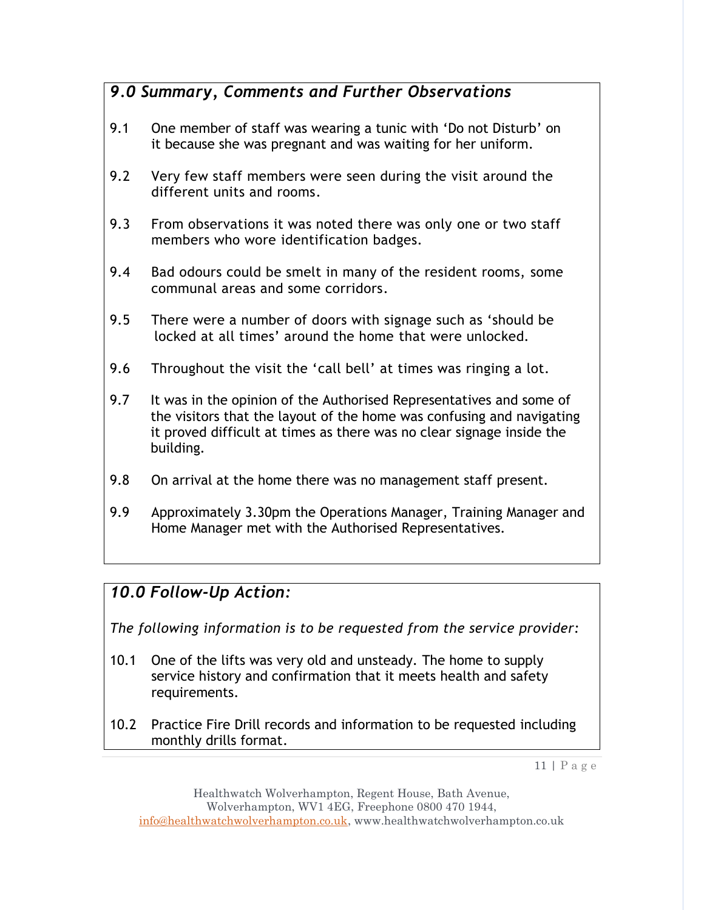## *9.0 Summary, Comments and Further Observations*

9.1 One member of staff was wearing a tunic with 'Do not Disturb' on it because she was pregnant and was waiting for her uniform.

9.2 Very few staff members were seen during the visit around the different units and rooms.

9.3 From observations it was noted there was only one or two staff members who wore identification badges.

9.4 Bad odours could be smelt in many of the resident rooms, some communal areas and some corridors.

9.5 There were a number of doors with signage such as 'should be locked at all times' around the home that were unlocked.

9.6 Throughout the visit the 'call bell' at times was ringing a lot.

9.7 It was in the opinion of the Authorised Representatives and some of the visitors that the layout of the home was confusing and navigating it proved difficult at times as there was no clear signage inside the building.

9.8 On arrival at the home there was no management staff present.

9.9 Approximately 3.30pm the Operations Manager, Training Manager and Home Manager met with the Authorised Representatives.

## *10.0 Follow-Up Action:*

*The following information is to be requested from the service provider:*

10.1 One of the lifts was very old and unsteady. The home to supply service history and confirmation that it meets health and safety requirements.

10.2 Practice Fire Drill records and information to be requested including monthly drills format.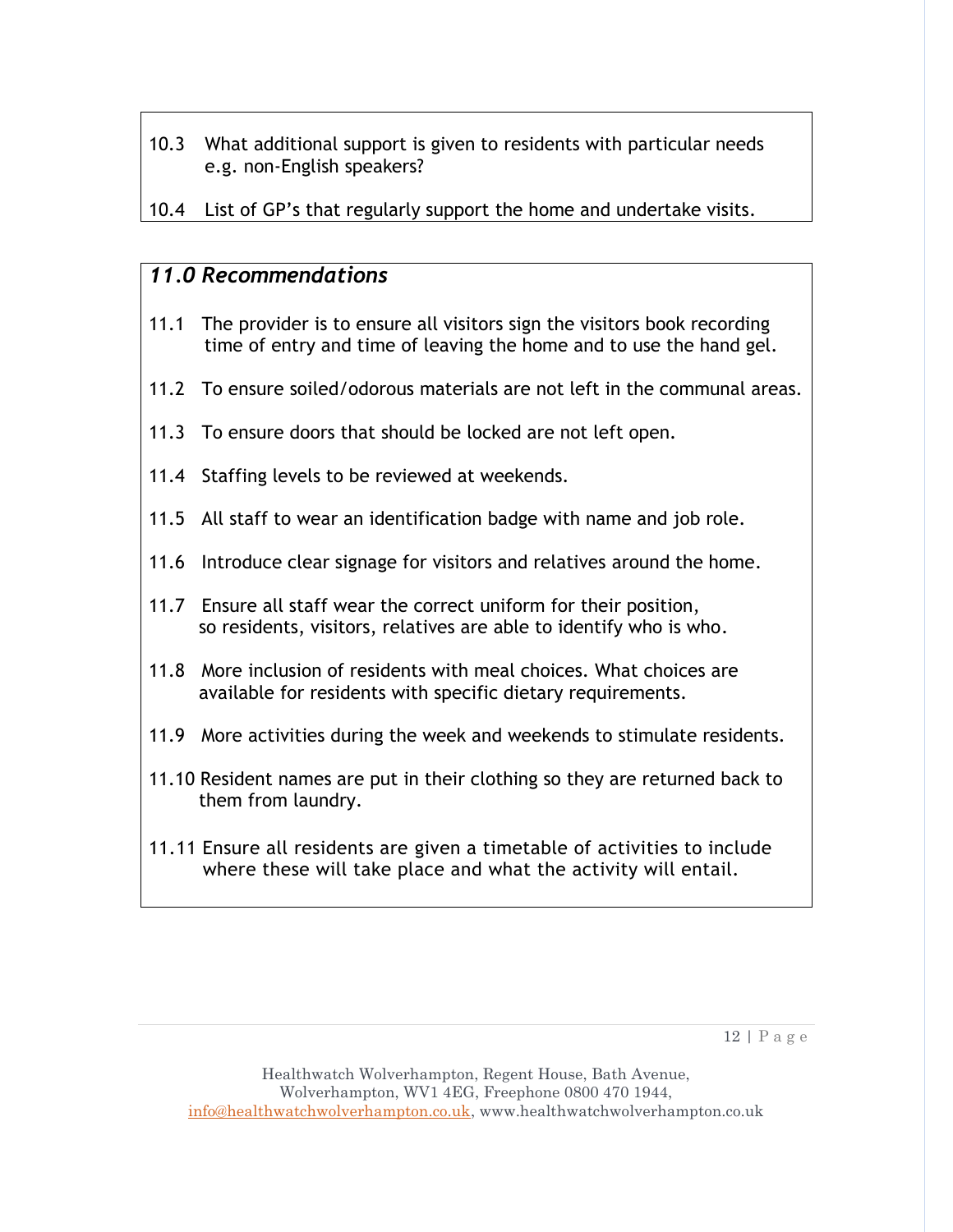10.3 What additional support is given to residents with particular needs e.g. non-English speakers?

10.4 List of GP's that regularly support the home and undertake visits.

## *11.0 Recommendations*

11.1 The provider is to ensure all visitors sign the visitors book recording time of entry and time of leaving the home and to use the hand gel.

11.2 To ensure soiled/odorous materials are not left in the communal areas.

11.3 To ensure doors that should be locked are not left open.

11.4 Staffing levels to be reviewed at weekends.

11.5 All staff to wear an identification badge with name and job role.

11.6 Introduce clear signage for visitors and relatives around the home.

11.7 Ensure all staff wear the correct uniform for their position, so residents, visitors, relatives are able to identify who is who.

11.8 More inclusion of residents with meal choices. What choices are available for residents with specific dietary requirements.

11.9 More activities during the week and weekends to stimulate residents.

11.10 Resident names are put in their clothing so they are returned back to them from laundry.

11.11 Ensure all residents are given a timetable of activities to include where these will take place and what the activity will entail.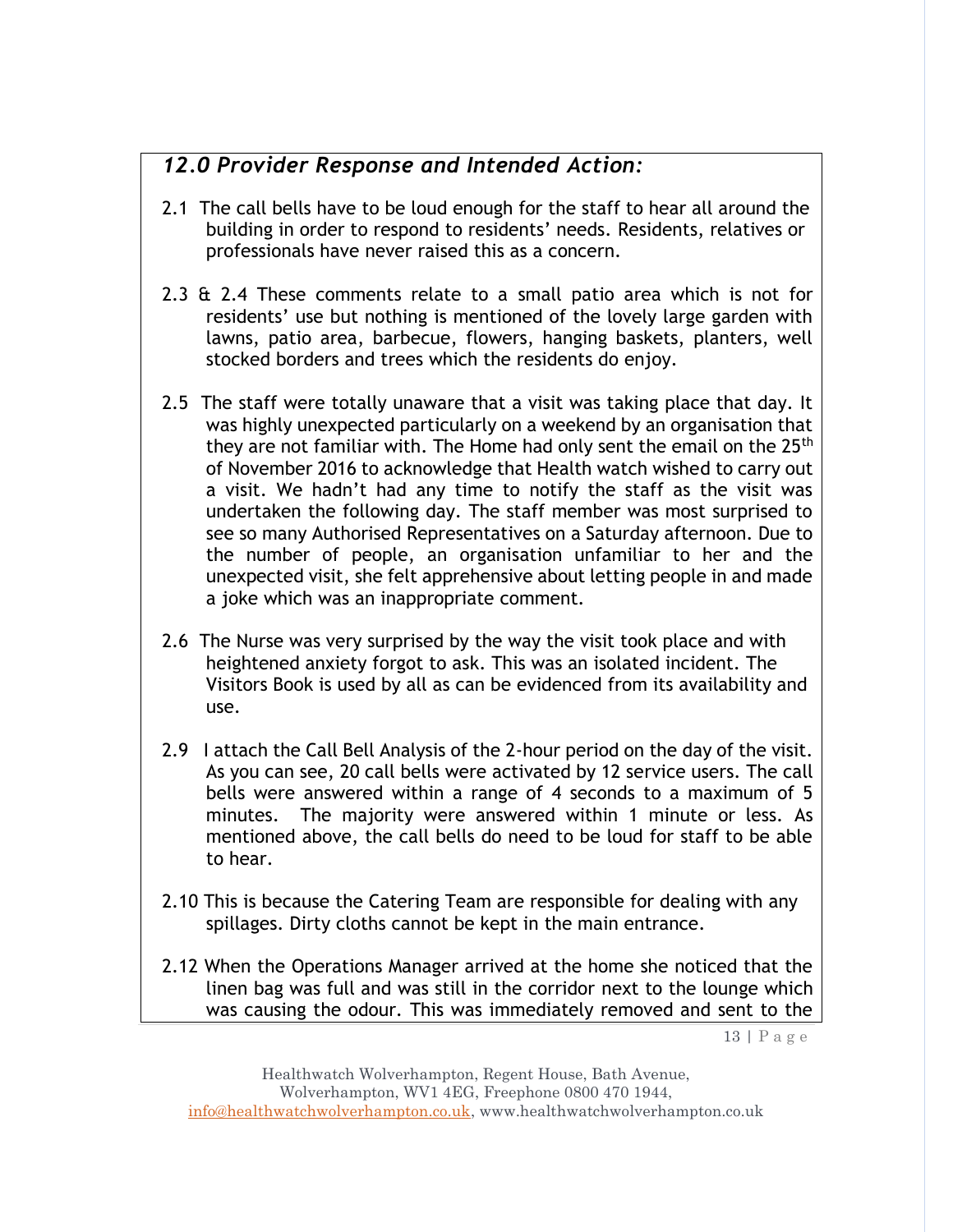## *12.0 Provider Response and Intended Action:*

2.1 The call bells have to be loud enough for the staff to hear all around the building in order to respond to residents' needs. Residents, relatives or professionals have never raised this as a concern.

2.3 & 2.4 These comments relate to a small patio area which is not for residents' use but nothing is mentioned of the lovely large garden with lawns, patio area, barbecue, flowers, hanging baskets, planters, well stocked borders and trees which the residents do enjoy.

2.5 The staff were totally unaware that a visit was taking place that day. It was highly unexpected particularly on a weekend by an organisation that they are not familiar with. The Home had only sent the email on the 25th of November 2016 to acknowledge that Health watch wished to carry out a visit. We hadn't had any time to notify the staff as the visit was undertaken the following day. The staff member was most surprised to see so many Authorised Representatives on a Saturday afternoon. Due to the number of people, an organisation unfamiliar to her and the unexpected visit, she felt apprehensive about letting people in and made a joke which was an inappropriate comment.

2.6 The Nurse was very surprised by the way the visit took place and with heightened anxiety forgot to ask. This was an isolated incident. The Visitors Book is used by all as can be evidenced from its availability and use.

2.9 I attach the Call Bell Analysis of the 2-hour period on the day of the visit. As you can see, 20 call bells were activated by 12 service users. The call bells were answered within a range of 4 seconds to a maximum of 5 minutes. The majority were answered within 1 minute or less. As mentioned above, the call bells do need to be loud for staff to be able to hear.

2.10 This is because the Catering Team are responsible for dealing with any spillages. Dirty cloths cannot be kept in the main entrance.

2.12 When the Operations Manager arrived at the home she noticed that the linen bag was full and was still in the corridor next to the lounge which was causing the odour. This was immediately removed and sent to the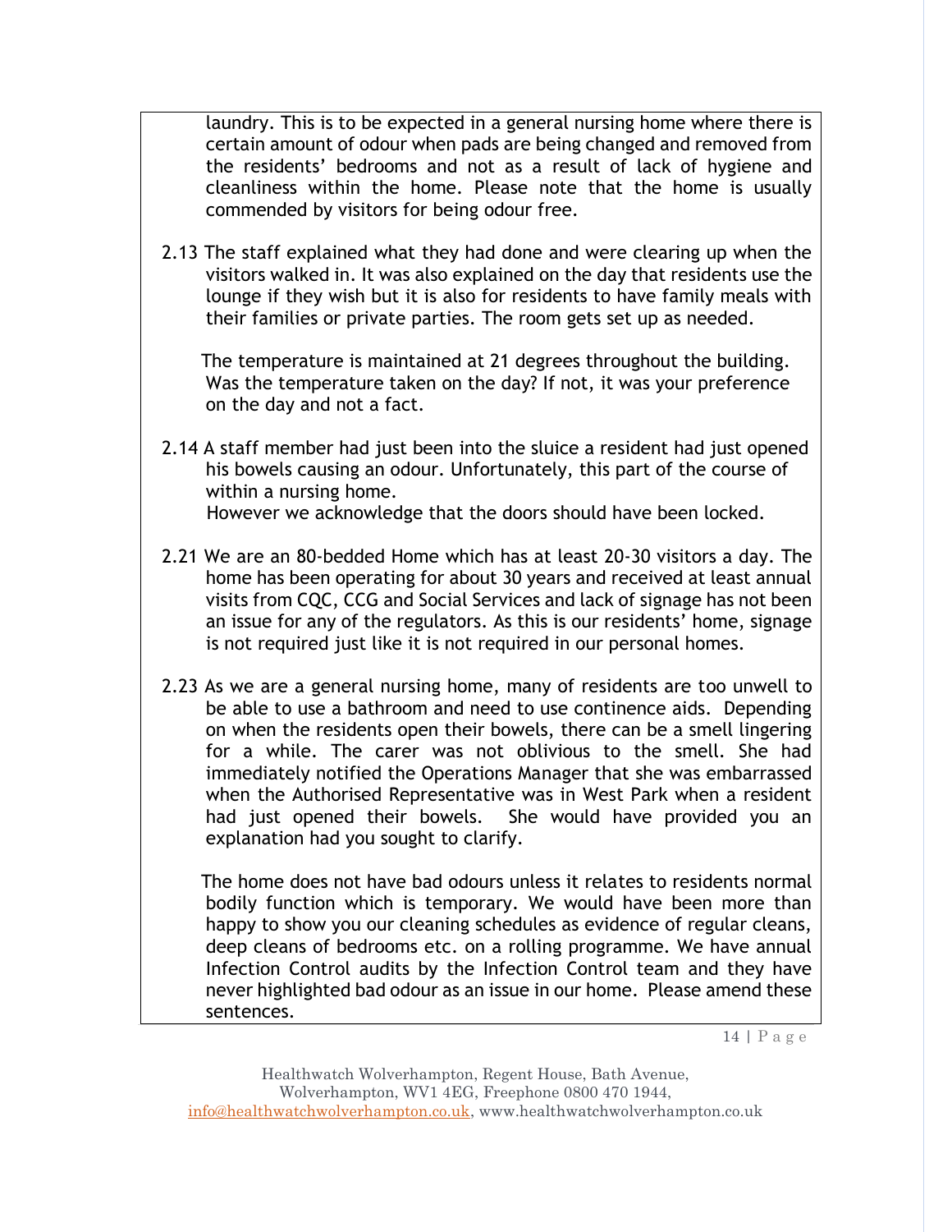laundry. This is to be expected in a general nursing home where there is certain amount of odour when pads are being changed and removed from the residents' bedrooms and not as a result of lack of hygiene and cleanliness within the home. Please note that the home is usually commended by visitors for being odour free.

2.13 The staff explained what they had done and were clearing up when the visitors walked in. It was also explained on the day that residents use the lounge if they wish but it is also for residents to have family meals with their families or private parties. The room gets set up as needed.

The temperature is maintained at 21 degrees throughout the building. Was the temperature taken on the day? If not, it was your preference on the day and not a fact.

2.14 A staff member had just been into the sluice a resident had just opened his bowels causing an odour. Unfortunately, this part of the course of within a nursing home.
However we acknowledge that the doors should have been locked.

2.21 We are an 80-bedded Home which has at least 20-30 visitors a day. The home has been operating for about 30 years and received at least annual visits from CQC, CCG and Social Services and lack of signage has not been an issue for any of the regulators. As this is our residents' home, signage is not required just like it is not required in our personal homes.

2.23 As we are a general nursing home, many of residents are too unwell to be able to use a bathroom and need to use continence aids. Depending on when the residents open their bowels, there can be a smell lingering for a while. The carer was not oblivious to the smell. She had immediately notified the Operations Manager that she was embarrassed when the Authorised Representative was in West Park when a resident had just opened their bowels. She would have provided you an explanation had you sought to clarify.

The home does not have bad odours unless it relates to residents normal bodily function which is temporary. We would have been more than happy to show you our cleaning schedules as evidence of regular cleans, deep cleans of bedrooms etc. on a rolling programme. We have annual Infection Control audits by the Infection Control team and they have never highlighted bad odour as an issue in our home. Please amend these sentences.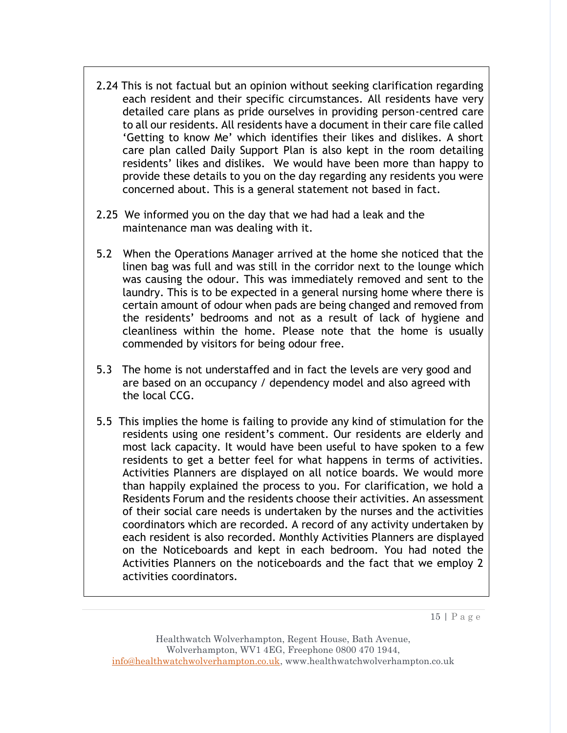2.24 This is not factual but an opinion without seeking clarification regarding each resident and their specific circumstances. All residents have very detailed care plans as pride ourselves in providing person-centred care to all our residents. All residents have a document in their care file called 'Getting to know Me' which identifies their likes and dislikes. A short care plan called Daily Support Plan is also kept in the room detailing residents' likes and dislikes. We would have been more than happy to provide these details to you on the day regarding any residents you were concerned about. This is a general statement not based in fact.

2.25 We informed you on the day that we had had a leak and the maintenance man was dealing with it.

5.2 When the Operations Manager arrived at the home she noticed that the linen bag was full and was still in the corridor next to the lounge which was causing the odour. This was immediately removed and sent to the laundry. This is to be expected in a general nursing home where there is certain amount of odour when pads are being changed and removed from the residents' bedrooms and not as a result of lack of hygiene and cleanliness within the home. Please note that the home is usually commended by visitors for being odour free.

5.3 The home is not understaffed and in fact the levels are very good and are based on an occupancy / dependency model and also agreed with the local CCG.

5.5 This implies the home is failing to provide any kind of stimulation for the residents using one resident's comment. Our residents are elderly and most lack capacity. It would have been useful to have spoken to a few residents to get a better feel for what happens in terms of activities. Activities Planners are displayed on all notice boards. We would more than happily explained the process to you. For clarification, we hold a Residents Forum and the residents choose their activities. An assessment of their social care needs is undertaken by the nurses and the activities coordinators which are recorded. A record of any activity undertaken by each resident is also recorded. Monthly Activities Planners are displayed on the Noticeboards and kept in each bedroom. You had noted the Activities Planners on the noticeboards and the fact that we employ 2 activities coordinators.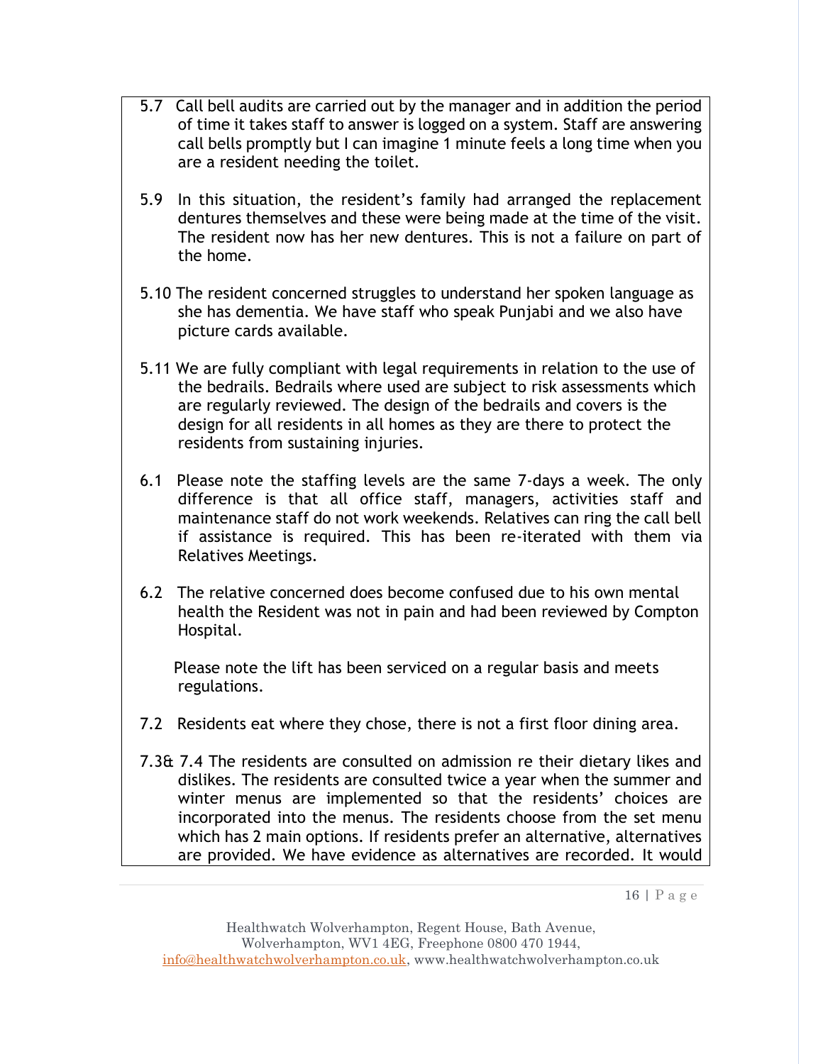5.7 Call bell audits are carried out by the manager and in addition the period of time it takes staff to answer is logged on a system. Staff are answering call bells promptly but I can imagine 1 minute feels a long time when you are a resident needing the toilet.

5.9 In this situation, the resident's family had arranged the replacement dentures themselves and these were being made at the time of the visit. The resident now has her new dentures. This is not a failure on part of the home.

5.10 The resident concerned struggles to understand her spoken language as she has dementia. We have staff who speak Punjabi and we also have picture cards available.

5.11 We are fully compliant with legal requirements in relation to the use of the bedrails. Bedrails where used are subject to risk assessments which are regularly reviewed. The design of the bedrails and covers is the design for all residents in all homes as they are there to protect the residents from sustaining injuries.

6.1 Please note the staffing levels are the same 7-days a week. The only difference is that all office staff, managers, activities staff and maintenance staff do not work weekends. Relatives can ring the call bell if assistance is required. This has been re-iterated with them via Relatives Meetings.

6.2 The relative concerned does become confused due to his own mental health the Resident was not in pain and had been reviewed by Compton Hospital.

Please note the lift has been serviced on a regular basis and meets regulations.

7.2 Residents eat where they chose, there is not a first floor dining area.

7.3& 7.4 The residents are consulted on admission re their dietary likes and dislikes. The residents are consulted twice a year when the summer and winter menus are implemented so that the residents' choices are incorporated into the menus. The residents choose from the set menu which has 2 main options. If residents prefer an alternative, alternatives are provided. We have evidence as alternatives are recorded. It would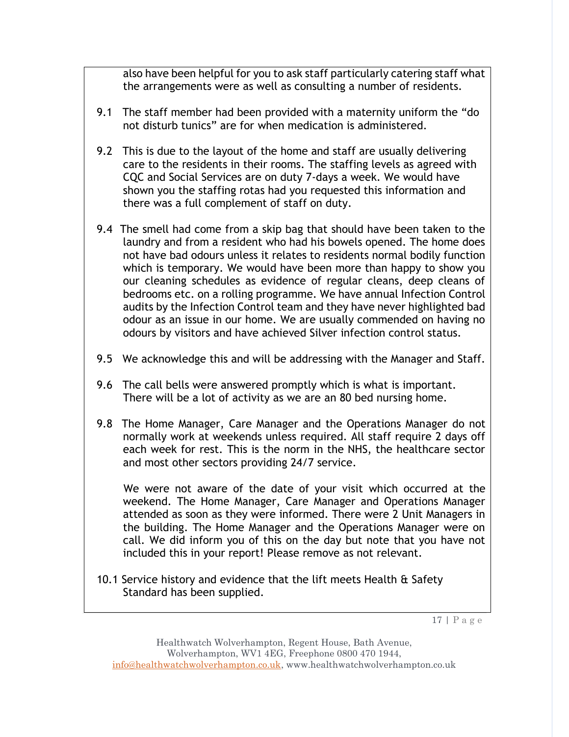also have been helpful for you to ask staff particularly catering staff what the arrangements were as well as consulting a number of residents.

9.1 The staff member had been provided with a maternity uniform the "do not disturb tunics" are for when medication is administered.

9.2 This is due to the layout of the home and staff are usually delivering care to the residents in their rooms. The staffing levels as agreed with CQC and Social Services are on duty 7-days a week. We would have shown you the staffing rotas had you requested this information and there was a full complement of staff on duty.

9.4 The smell had come from a skip bag that should have been taken to the laundry and from a resident who had his bowels opened. The home does not have bad odours unless it relates to residents normal bodily function which is temporary. We would have been more than happy to show you our cleaning schedules as evidence of regular cleans, deep cleans of bedrooms etc. on a rolling programme. We have annual Infection Control audits by the Infection Control team and they have never highlighted bad odour as an issue in our home. We are usually commended on having no odours by visitors and have achieved Silver infection control status.

9.5 We acknowledge this and will be addressing with the Manager and Staff.

9.6 The call bells were answered promptly which is what is important. There will be a lot of activity as we are an 80 bed nursing home.

9.8 The Home Manager, Care Manager and the Operations Manager do not normally work at weekends unless required. All staff require 2 days off each week for rest. This is the norm in the NHS, the healthcare sector and most other sectors providing 24/7 service.

We were not aware of the date of your visit which occurred at the weekend. The Home Manager, Care Manager and Operations Manager attended as soon as they were informed. There were 2 Unit Managers in the building. The Home Manager and the Operations Manager were on call. We did inform you of this on the day but note that you have not included this in your report! Please remove as not relevant.

10.1 Service history and evidence that the lift meets Health & Safety Standard has been supplied.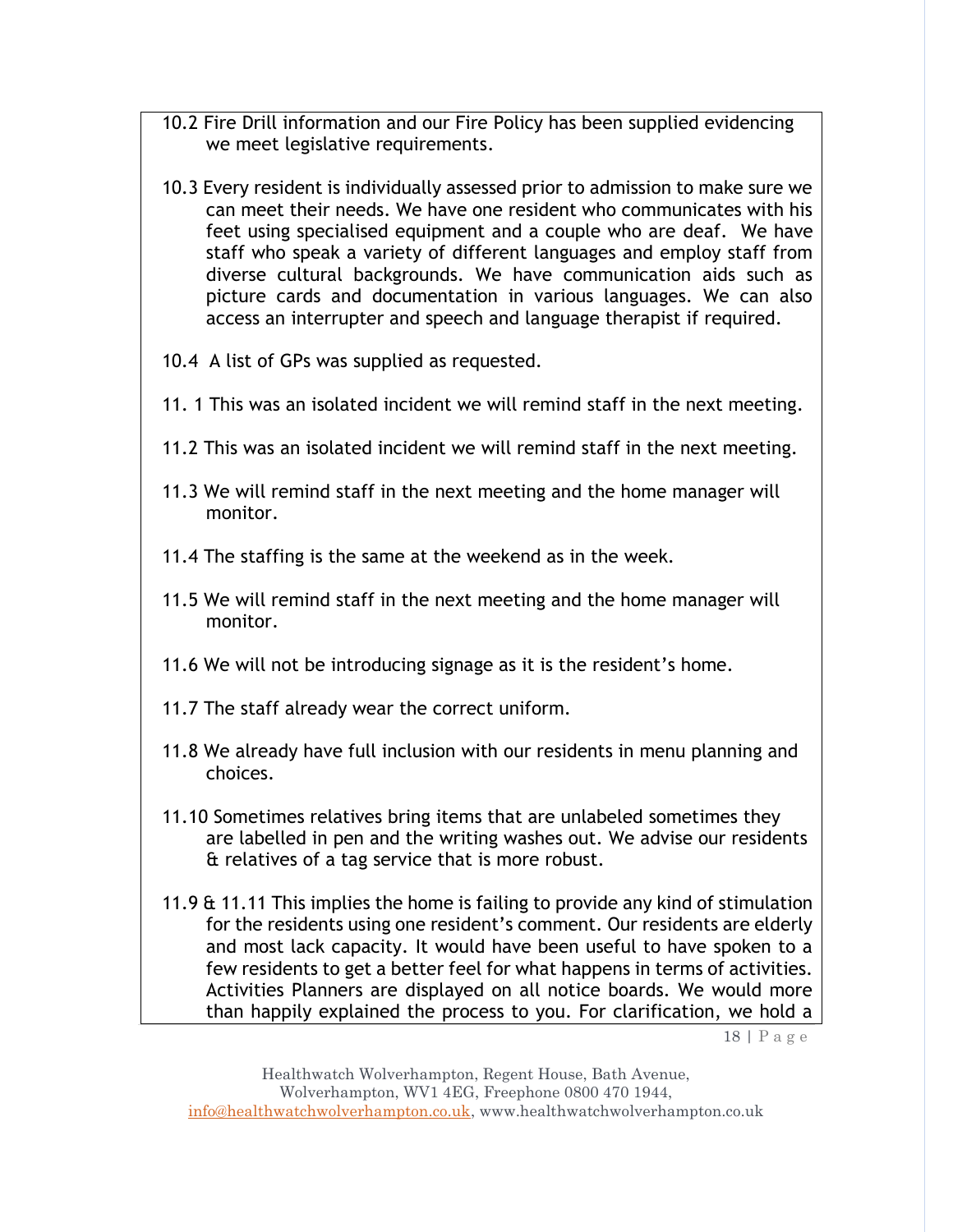10.2 Fire Drill information and our Fire Policy has been supplied evidencing we meet legislative requirements.

10.3 Every resident is individually assessed prior to admission to make sure we can meet their needs. We have one resident who communicates with his feet using specialised equipment and a couple who are deaf. We have staff who speak a variety of different languages and employ staff from diverse cultural backgrounds. We have communication aids such as picture cards and documentation in various languages. We can also access an interrupter and speech and language therapist if required.

10.4 A list of GPs was supplied as requested.

11. 1 This was an isolated incident we will remind staff in the next meeting.

11.2 This was an isolated incident we will remind staff in the next meeting.

11.3 We will remind staff in the next meeting and the home manager will monitor.

11.4 The staffing is the same at the weekend as in the week.

11.5 We will remind staff in the next meeting and the home manager will monitor.

11.6 We will not be introducing signage as it is the resident's home.

11.7 The staff already wear the correct uniform.

11.8 We already have full inclusion with our residents in menu planning and choices.

11.10 Sometimes relatives bring items that are unlabeled sometimes they are labelled in pen and the writing washes out. We advise our residents & relatives of a tag service that is more robust.

11.9 & 11.11 This implies the home is failing to provide any kind of stimulation for the residents using one resident's comment. Our residents are elderly and most lack capacity. It would have been useful to have spoken to a few residents to get a better feel for what happens in terms of activities. Activities Planners are displayed on all notice boards. We would more than happily explained the process to you. For clarification, we hold a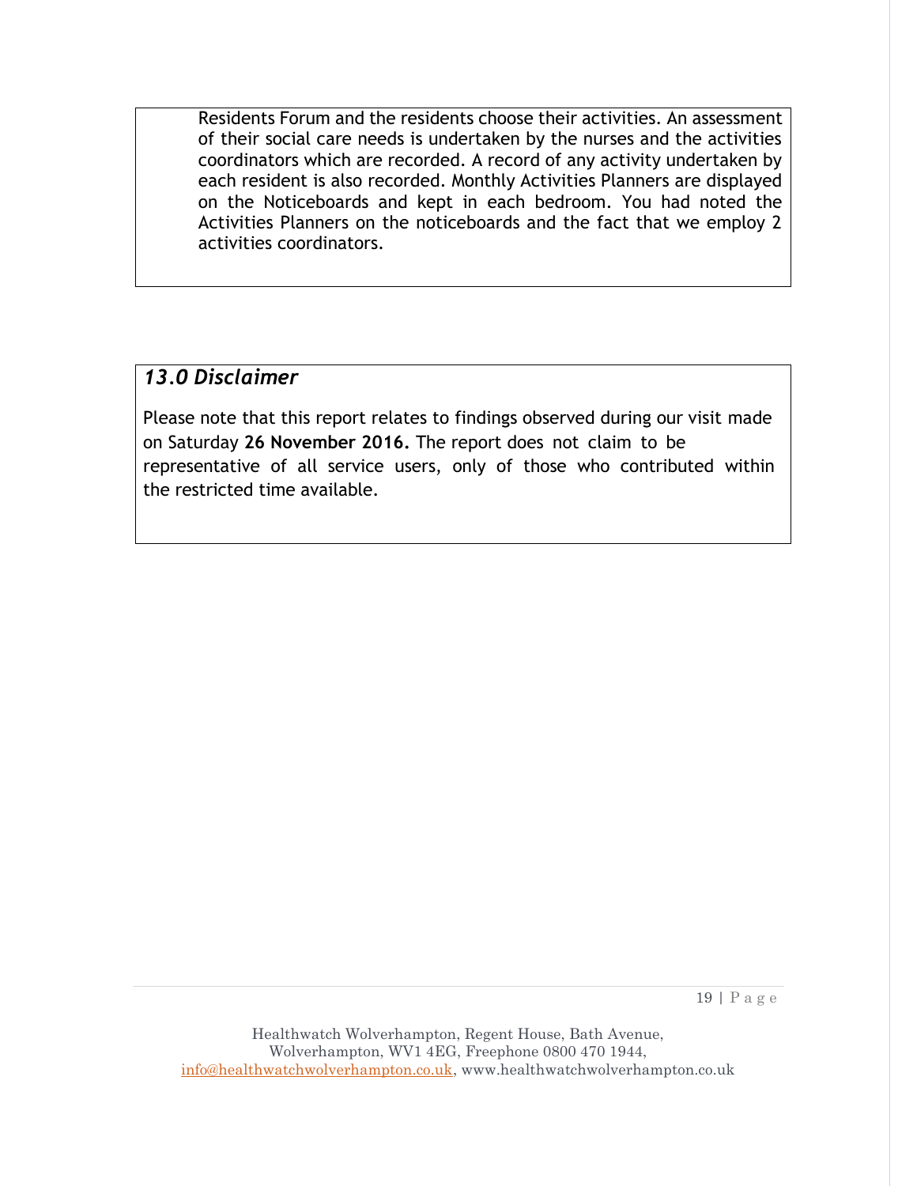Residents Forum and the residents choose their activities. An assessment of their social care needs is undertaken by the nurses and the activities coordinators which are recorded. A record of any activity undertaken by each resident is also recorded. Monthly Activities Planners are displayed on the Noticeboards and kept in each bedroom. You had noted the Activities Planners on the noticeboards and the fact that we employ 2 activities coordinators.

## *13.0 Disclaimer*

Please note that this report relates to findings observed during our visit made on Saturday **26 November 2016.** The report does not claim to be representative of all service users, only of those who contributed within the restricted time available.

Healthwatch Wolverhampton, Regent House, Bath Avenue, Wolverhampton, WV1 4EG, Freephone 0800 470 1944, info@healthwatchwolverhampton.co.uk, www.healthwatchwolverhampton.co.uk